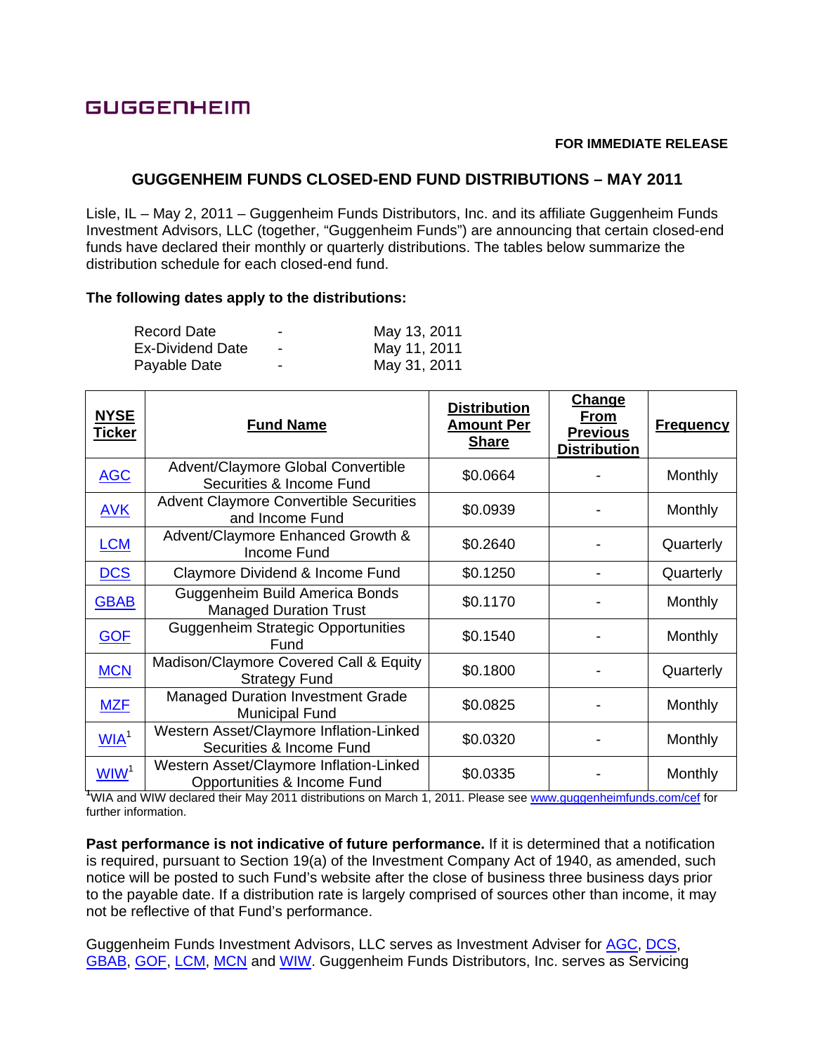GUGGENHEIM

**FOR IMMEDIATE RELEASE**

## GUGGENHEIM FUNDS CLOSED-END FUND DISTRIBUTIONS – MAY 2011

Lisle, IL – May 2, 2011 – Guggenheim Funds Distributors, Inc. and its affiliate Guggenheim Funds Investment Advisors, LLC (together, "Guggenheim Funds") are announcing that certain closed-end funds have declared their monthly or quarterly distributions. The tables below summarize the distribution schedule for each closed-end fund.

**The following dates apply to the distributions:**

| | | |
|---|---|---|
| Record Date | - | May 13, 2011 |
| Ex-Dividend Date | - | May 11, 2011 |
| Payable Date | - | May 31, 2011 |

| NYSE Ticker | Fund Name | Distribution Amount Per Share | Change From Previous Distribution | Frequency |
|---|---|---|---|---|
| AGC | Advent/Claymore Global Convertible Securities & Income Fund | $0.0664 | - | Monthly |
| AVK | Advent Claymore Convertible Securities and Income Fund | $0.0939 | - | Monthly |
| LCM | Advent/Claymore Enhanced Growth & Income Fund | $0.2640 | - | Quarterly |
| DCS | Claymore Dividend & Income Fund | $0.1250 | - | Quarterly |
| GBAB | Guggenheim Build America Bonds Managed Duration Trust | $0.1170 | - | Monthly |
| GOF | Guggenheim Strategic Opportunities Fund | $0.1540 | - | Monthly |
| MCN | Madison/Claymore Covered Call & Equity Strategy Fund | $0.1800 | - | Quarterly |
| MZF | Managed Duration Investment Grade Municipal Fund | $0.0825 | - | Monthly |
| WIA[1] | Western Asset/Claymore Inflation-Linked Securities & Income Fund | $0.0320 | - | Monthly |
| WIW[1] | Western Asset/Claymore Inflation-Linked Opportunities & Income Fund | $0.0335 | - | Monthly |

[1]WIA and WIW declared their May 2011 distributions on March 1, 2011. Please see www.guggenheimfunds.com/cef for further information.

**Past performance is not indicative of future performance.** If it is determined that a notification is required, pursuant to Section 19(a) of the Investment Company Act of 1940, as amended, such notice will be posted to such Fund's website after the close of business three business days prior to the payable date. If a distribution rate is largely comprised of sources other than income, it may not be reflective of that Fund's performance.

Guggenheim Funds Investment Advisors, LLC serves as Investment Adviser for AGC, DCS, GBAB, GOF, LCM, MCN and WIW. Guggenheim Funds Distributors, Inc. serves as Servicing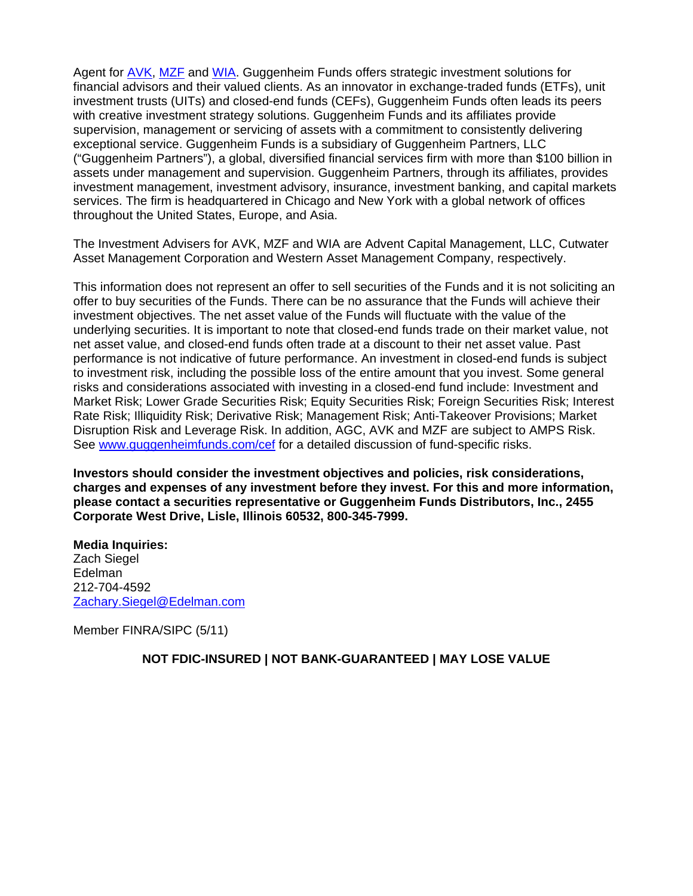Agent for [AVK](#), [MZF](#) and [WIA](#). Guggenheim Funds offers strategic investment solutions for financial advisors and their valued clients. As an innovator in exchange-traded funds (ETFs), unit investment trusts (UITs) and closed-end funds (CEFs), Guggenheim Funds often leads its peers with creative investment strategy solutions. Guggenheim Funds and its affiliates provide supervision, management or servicing of assets with a commitment to consistently delivering exceptional service. Guggenheim Funds is a subsidiary of Guggenheim Partners, LLC ("Guggenheim Partners"), a global, diversified financial services firm with more than $100 billion in assets under management and supervision. Guggenheim Partners, through its affiliates, provides investment management, investment advisory, insurance, investment banking, and capital markets services. The firm is headquartered in Chicago and New York with a global network of offices throughout the United States, Europe, and Asia.

The Investment Advisers for AVK, MZF and WIA are Advent Capital Management, LLC, Cutwater Asset Management Corporation and Western Asset Management Company, respectively.

This information does not represent an offer to sell securities of the Funds and it is not soliciting an offer to buy securities of the Funds. There can be no assurance that the Funds will achieve their investment objectives. The net asset value of the Funds will fluctuate with the value of the underlying securities. It is important to note that closed-end funds trade on their market value, not net asset value, and closed-end funds often trade at a discount to their net asset value. Past performance is not indicative of future performance. An investment in closed-end funds is subject to investment risk, including the possible loss of the entire amount that you invest. Some general risks and considerations associated with investing in a closed-end fund include: Investment and Market Risk; Lower Grade Securities Risk; Equity Securities Risk; Foreign Securities Risk; Interest Rate Risk; Illiquidity Risk; Derivative Risk; Management Risk; Anti-Takeover Provisions; Market Disruption Risk and Leverage Risk. In addition, AGC, AVK and MZF are subject to AMPS Risk. See [www.guggenheimfunds.com/cef](www.guggenheimfunds.com/cef) for a detailed discussion of fund-specific risks.

**Investors should consider the investment objectives and policies, risk considerations, charges and expenses of any investment before they invest. For this and more information, please contact a securities representative or Guggenheim Funds Distributors, Inc., 2455 Corporate West Drive, Lisle, Illinois 60532, 800-345-7999.**

**Media Inquiries:**
Zach Siegel
Edelman
212-704-4592
[Zachary.Siegel@Edelman.com](mailto:Zachary.Siegel@Edelman.com)

Member FINRA/SIPC (5/11)

**NOT FDIC-INSURED | NOT BANK-GUARANTEED | MAY LOSE VALUE**